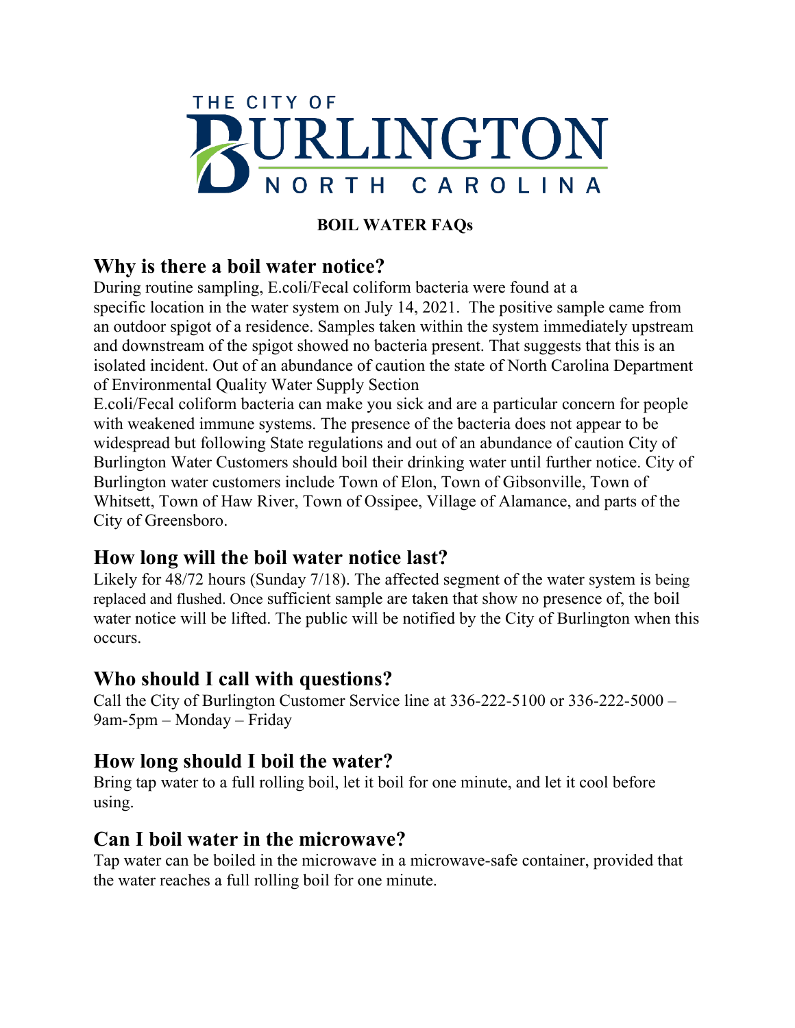THE CITY OF BURLINGTON NORTH CAROLINA

**BOIL WATER FAQs**

## Why is there a boil water notice?

During routine sampling, E.coli/Fecal coliform bacteria were found at a specific location in the water system on July 14, 2021. The positive sample came from an outdoor spigot of a residence. Samples taken within the system immediately upstream and downstream of the spigot showed no bacteria present. That suggests that this is an isolated incident. Out of an abundance of caution the state of North Carolina Department of Environmental Quality Water Supply Section

E.coli/Fecal coliform bacteria can make you sick and are a particular concern for people with weakened immune systems. The presence of the bacteria does not appear to be widespread but following State regulations and out of an abundance of caution City of Burlington Water Customers should boil their drinking water until further notice. City of Burlington water customers include Town of Elon, Town of Gibsonville, Town of Whitsett, Town of Haw River, Town of Ossipee, Village of Alamance, and parts of the City of Greensboro.

## How long will the boil water notice last?

Likely for 48/72 hours (Sunday 7/18). The affected segment of the water system is being replaced and flushed. Once sufficient sample are taken that show no presence of, the boil water notice will be lifted. The public will be notified by the City of Burlington when this occurs.

## Who should I call with questions?

Call the City of Burlington Customer Service line at 336-222-5100 or 336-222-5000 – 9am-5pm – Monday – Friday

## How long should I boil the water?

Bring tap water to a full rolling boil, let it boil for one minute, and let it cool before using.

## Can I boil water in the microwave?

Tap water can be boiled in the microwave in a microwave-safe container, provided that the water reaches a full rolling boil for one minute.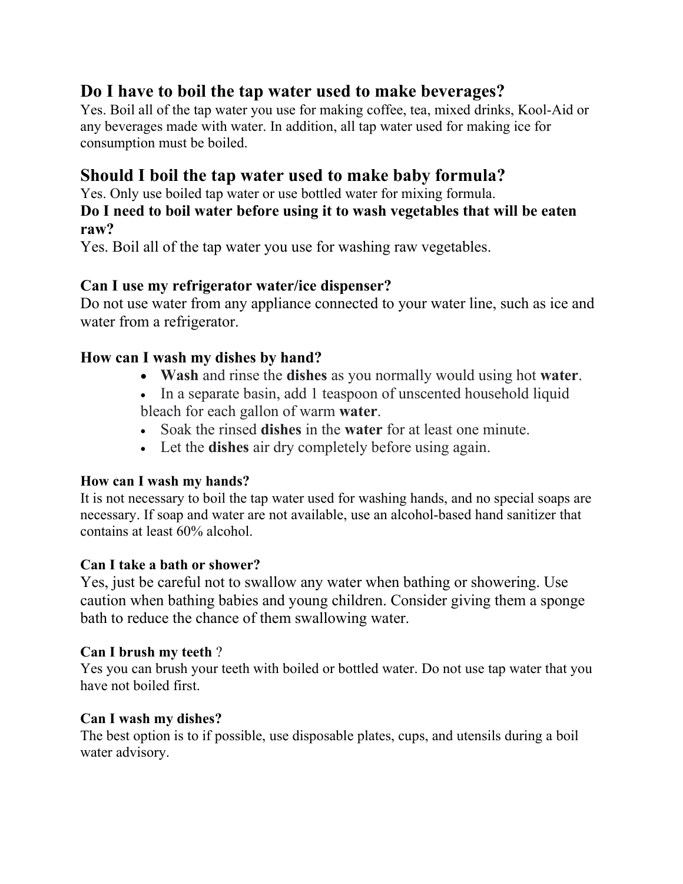## Do I have to boil the tap water used to make beverages?

Yes. Boil all of the tap water you use for making coffee, tea, mixed drinks, Kool-Aid or any beverages made with water. In addition, all tap water used for making ice for consumption must be boiled.

## Should I boil the tap water used to make baby formula?

Yes. Only use boiled tap water or use bottled water for mixing formula.

### Do I need to boil water before using it to wash vegetables that will be eaten raw?

Yes. Boil all of the tap water you use for washing raw vegetables.

### Can I use my refrigerator water/ice dispenser?

Do not use water from any appliance connected to your water line, such as ice and water from a refrigerator.

### How can I wash my dishes by hand?

- **Wash** and rinse the **dishes** as you normally would using hot **water**.
- In a separate basin, add 1 teaspoon of unscented household liquid bleach for each gallon of warm **water**.
- Soak the rinsed **dishes** in the **water** for at least one minute.
- Let the **dishes** air dry completely before using again.

### How can I wash my hands?

It is not necessary to boil the tap water used for washing hands, and no special soaps are necessary. If soap and water are not available, use an alcohol-based hand sanitizer that contains at least 60% alcohol.

### Can I take a bath or shower?

Yes, just be careful not to swallow any water when bathing or showering. Use caution when bathing babies and young children. Consider giving them a sponge bath to reduce the chance of them swallowing water.

### Can I brush my teeth ?

Yes you can brush your teeth with boiled or bottled water. Do not use tap water that you have not boiled first.

### Can I wash my dishes?

The best option is to if possible, use disposable plates, cups, and utensils during a boil water advisory.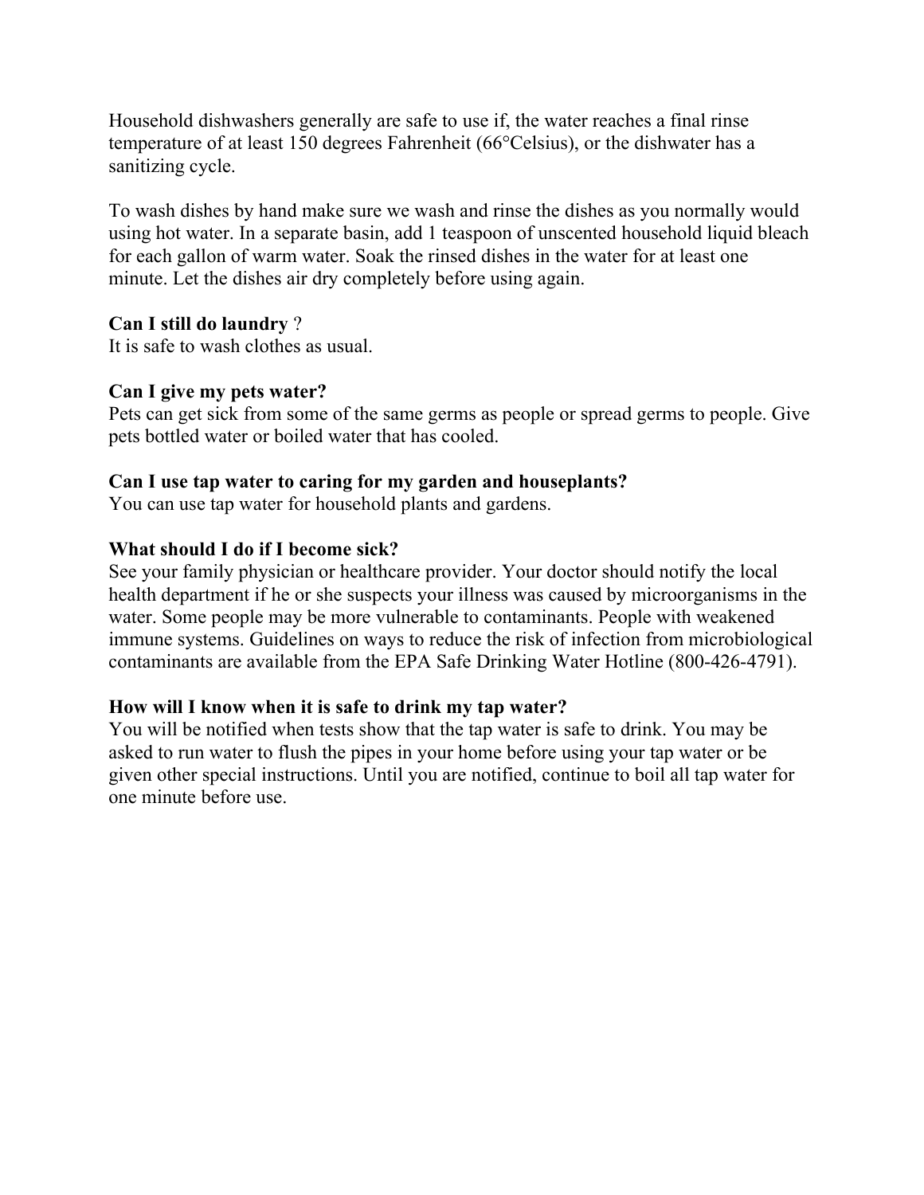Household dishwashers generally are safe to use if, the water reaches a final rinse temperature of at least 150 degrees Fahrenheit (66°Celsius), or the dishwater has a sanitizing cycle.

To wash dishes by hand make sure we wash and rinse the dishes as you normally would using hot water. In a separate basin, add 1 teaspoon of unscented household liquid bleach for each gallon of warm water. Soak the rinsed dishes in the water for at least one minute. Let the dishes air dry completely before using again.

**Can I still do laundry** ?
It is safe to wash clothes as usual.

**Can I give my pets water?**
Pets can get sick from some of the same germs as people or spread germs to people. Give pets bottled water or boiled water that has cooled.

**Can I use tap water to caring for my garden and houseplants?**
You can use tap water for household plants and gardens.

**What should I do if I become sick?**
See your family physician or healthcare provider. Your doctor should notify the local health department if he or she suspects your illness was caused by microorganisms in the water. Some people may be more vulnerable to contaminants. People with weakened immune systems. Guidelines on ways to reduce the risk of infection from microbiological contaminants are available from the EPA Safe Drinking Water Hotline (800-426-4791).

**How will I know when it is safe to drink my tap water?**
You will be notified when tests show that the tap water is safe to drink. You may be asked to run water to flush the pipes in your home before using your tap water or be given other special instructions. Until you are notified, continue to boil all tap water for one minute before use.